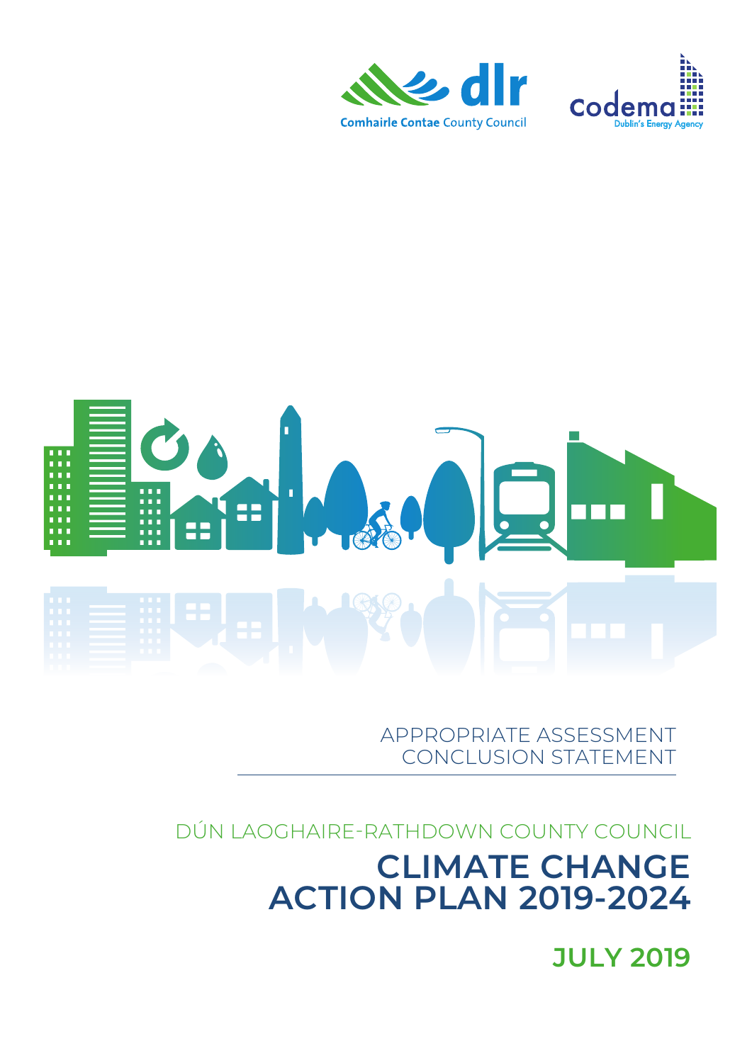dlr Comhairle Contae County Council

codema Dublin's Energy Agency

APPROPRIATE ASSESSMENT CONCLUSION STATEMENT

DÚN LAOGHAIRE-RATHDOWN COUNTY COUNCIL

# CLIMATE CHANGE ACTION PLAN 2019-2024

## JULY 2019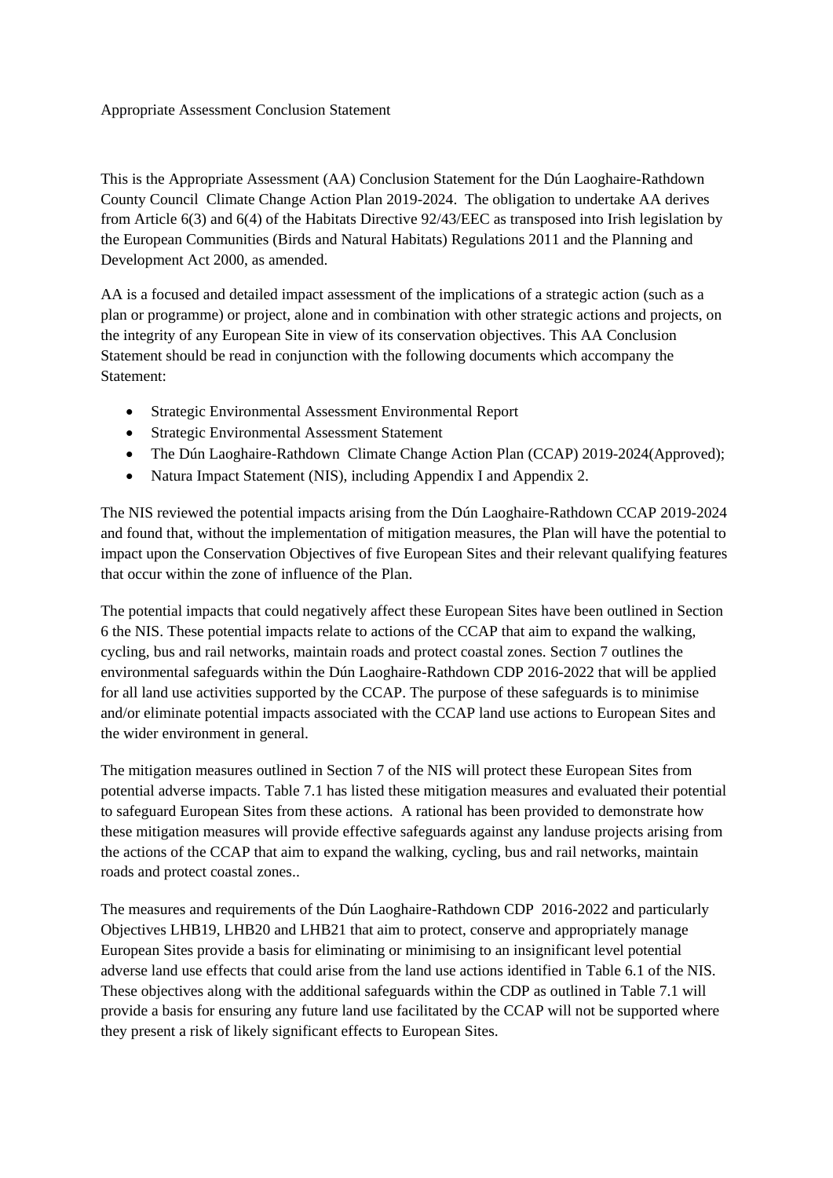Appropriate Assessment Conclusion Statement

This is the Appropriate Assessment (AA) Conclusion Statement for the Dún Laoghaire-Rathdown County Council Climate Change Action Plan 2019-2024. The obligation to undertake AA derives from Article 6(3) and 6(4) of the Habitats Directive 92/43/EEC as transposed into Irish legislation by the European Communities (Birds and Natural Habitats) Regulations 2011 and the Planning and Development Act 2000, as amended.

AA is a focused and detailed impact assessment of the implications of a strategic action (such as a plan or programme) or project, alone and in combination with other strategic actions and projects, on the integrity of any European Site in view of its conservation objectives. This AA Conclusion Statement should be read in conjunction with the following documents which accompany the Statement:

- Strategic Environmental Assessment Environmental Report
- Strategic Environmental Assessment Statement
- The Dún Laoghaire-Rathdown Climate Change Action Plan (CCAP) 2019-2024(Approved);
- Natura Impact Statement (NIS), including Appendix I and Appendix 2.

The NIS reviewed the potential impacts arising from the Dún Laoghaire-Rathdown CCAP 2019-2024 and found that, without the implementation of mitigation measures, the Plan will have the potential to impact upon the Conservation Objectives of five European Sites and their relevant qualifying features that occur within the zone of influence of the Plan.

The potential impacts that could negatively affect these European Sites have been outlined in Section 6 the NIS. These potential impacts relate to actions of the CCAP that aim to expand the walking, cycling, bus and rail networks, maintain roads and protect coastal zones. Section 7 outlines the environmental safeguards within the Dún Laoghaire-Rathdown CDP 2016-2022 that will be applied for all land use activities supported by the CCAP. The purpose of these safeguards is to minimise and/or eliminate potential impacts associated with the CCAP land use actions to European Sites and the wider environment in general.

The mitigation measures outlined in Section 7 of the NIS will protect these European Sites from potential adverse impacts. Table 7.1 has listed these mitigation measures and evaluated their potential to safeguard European Sites from these actions. A rational has been provided to demonstrate how these mitigation measures will provide effective safeguards against any landuse projects arising from the actions of the CCAP that aim to expand the walking, cycling, bus and rail networks, maintain roads and protect coastal zones..

The measures and requirements of the Dún Laoghaire-Rathdown CDP 2016-2022 and particularly Objectives LHB19, LHB20 and LHB21 that aim to protect, conserve and appropriately manage European Sites provide a basis for eliminating or minimising to an insignificant level potential adverse land use effects that could arise from the land use actions identified in Table 6.1 of the NIS. These objectives along with the additional safeguards within the CDP as outlined in Table 7.1 will provide a basis for ensuring any future land use facilitated by the CCAP will not be supported where they present a risk of likely significant effects to European Sites.